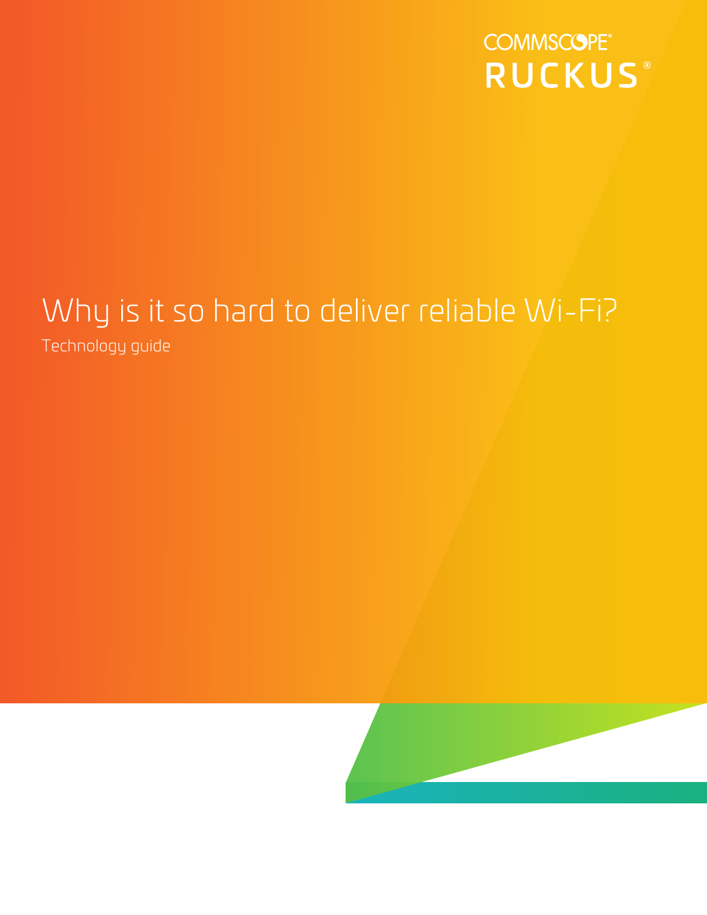COMMSCOPE®
RUCKUS®

# Why is it so hard to deliver reliable Wi-Fi?

Technology guide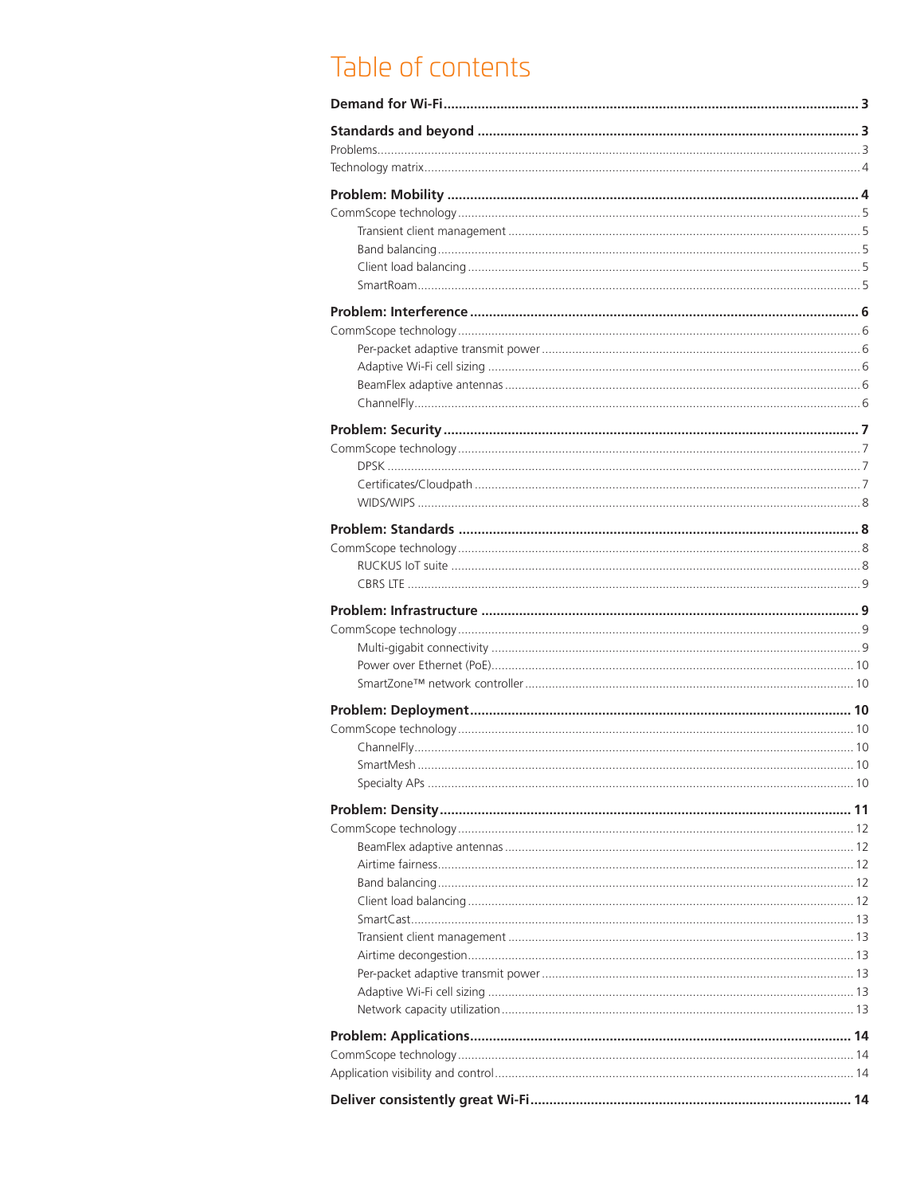# Table of contents

**Demand for Wi-Fi** .......... **3**

**Standards and beyond** .......... **3**

Problems .......... 3

Technology matrix .......... 4

**Problem: Mobility** .......... **4**

CommScope technology .......... 5

- Transient client management .......... 5
- Band balancing .......... 5
- Client load balancing .......... 5
- SmartRoam .......... 5

**Problem: Interference** .......... **6**

CommScope technology .......... 6

- Per-packet adaptive transmit power .......... 6
- Adaptive Wi-Fi cell sizing .......... 6
- BeamFlex adaptive antennas .......... 6
- ChannelFly .......... 6

**Problem: Security** .......... **7**

CommScope technology .......... 7

- DPSK .......... 7
- Certificates/Cloudpath .......... 7
- WIDS/WIPS .......... 8

**Problem: Standards** .......... **8**

CommScope technology .......... 8

- RUCKUS IoT suite .......... 8
- CBRS LTE .......... 9

**Problem: Infrastructure** .......... **9**

CommScope technology .......... 9

- Multi-gigabit connectivity .......... 9
- Power over Ethernet (PoE) .......... 10
- SmartZone™ network controller .......... 10

**Problem: Deployment** .......... **10**

CommScope technology .......... 10

- ChannelFly .......... 10
- SmartMesh .......... 10
- Specialty APs .......... 10

**Problem: Density** .......... **11**

CommScope technology .......... 12

- BeamFlex adaptive antennas .......... 12
- Airtime fairness .......... 12
- Band balancing .......... 12
- Client load balancing .......... 12
- SmartCast .......... 13
- Transient client management .......... 13
- Airtime decongestion .......... 13
- Per-packet adaptive transmit power .......... 13
- Adaptive Wi-Fi cell sizing .......... 13
- Network capacity utilization .......... 13

**Problem: Applications** .......... **14**

CommScope technology .......... 14

Application visibility and control .......... 14

**Deliver consistently great Wi-Fi** .......... **14**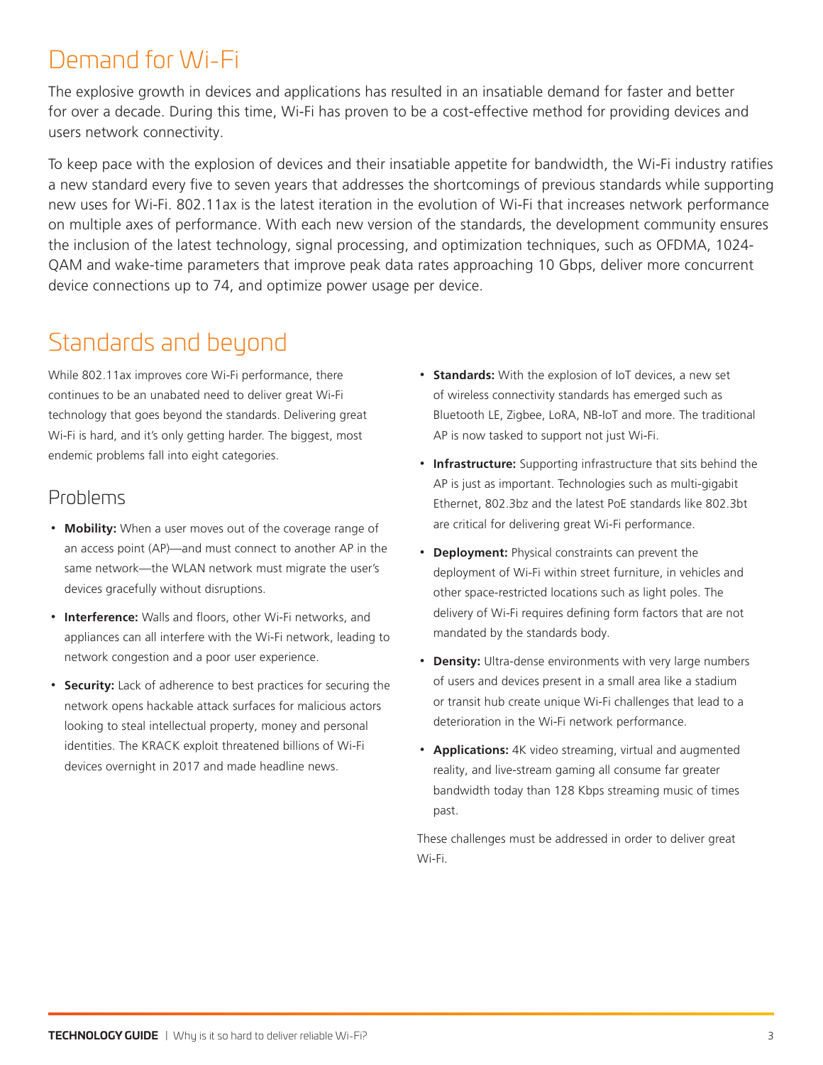# Demand for Wi-Fi

The explosive growth in devices and applications has resulted in an insatiable demand for faster and better for over a decade. During this time, Wi-Fi has proven to be a cost-effective method for providing devices and users network connectivity.

To keep pace with the explosion of devices and their insatiable appetite for bandwidth, the Wi-Fi industry ratifies a new standard every five to seven years that addresses the shortcomings of previous standards while supporting new uses for Wi-Fi. 802.11ax is the latest iteration in the evolution of Wi-Fi that increases network performance on multiple axes of performance. With each new version of the standards, the development community ensures the inclusion of the latest technology, signal processing, and optimization techniques, such as OFDMA, 1024-QAM and wake-time parameters that improve peak data rates approaching 10 Gbps, deliver more concurrent device connections up to 74, and optimize power usage per device.

# Standards and beyond

While 802.11ax improves core Wi-Fi performance, there continues to be an unabated need to deliver great Wi-Fi technology that goes beyond the standards. Delivering great Wi-Fi is hard, and it's only getting harder. The biggest, most endemic problems fall into eight categories.

## Problems

- **Mobility:** When a user moves out of the coverage range of an access point (AP)—and must connect to another AP in the same network—the WLAN network must migrate the user's devices gracefully without disruptions.
- **Interference:** Walls and floors, other Wi-Fi networks, and appliances can all interfere with the Wi-Fi network, leading to network congestion and a poor user experience.
- **Security:** Lack of adherence to best practices for securing the network opens hackable attack surfaces for malicious actors looking to steal intellectual property, money and personal identities. The KRACK exploit threatened billions of Wi-Fi devices overnight in 2017 and made headline news.
- **Standards:** With the explosion of IoT devices, a new set of wireless connectivity standards has emerged such as Bluetooth LE, Zigbee, LoRA, NB-IoT and more. The traditional AP is now tasked to support not just Wi-Fi.
- **Infrastructure:** Supporting infrastructure that sits behind the AP is just as important. Technologies such as multi-gigabit Ethernet, 802.3bz and the latest PoE standards like 802.3bt are critical for delivering great Wi-Fi performance.
- **Deployment:** Physical constraints can prevent the deployment of Wi-Fi within street furniture, in vehicles and other space-restricted locations such as light poles. The delivery of Wi-Fi requires defining form factors that are not mandated by the standards body.
- **Density:** Ultra-dense environments with very large numbers of users and devices present in a small area like a stadium or transit hub create unique Wi-Fi challenges that lead to a deterioration in the Wi-Fi network performance.
- **Applications:** 4K video streaming, virtual and augmented reality, and live-stream gaming all consume far greater bandwidth today than 128 Kbps streaming music of times past.

These challenges must be addressed in order to deliver great Wi-Fi.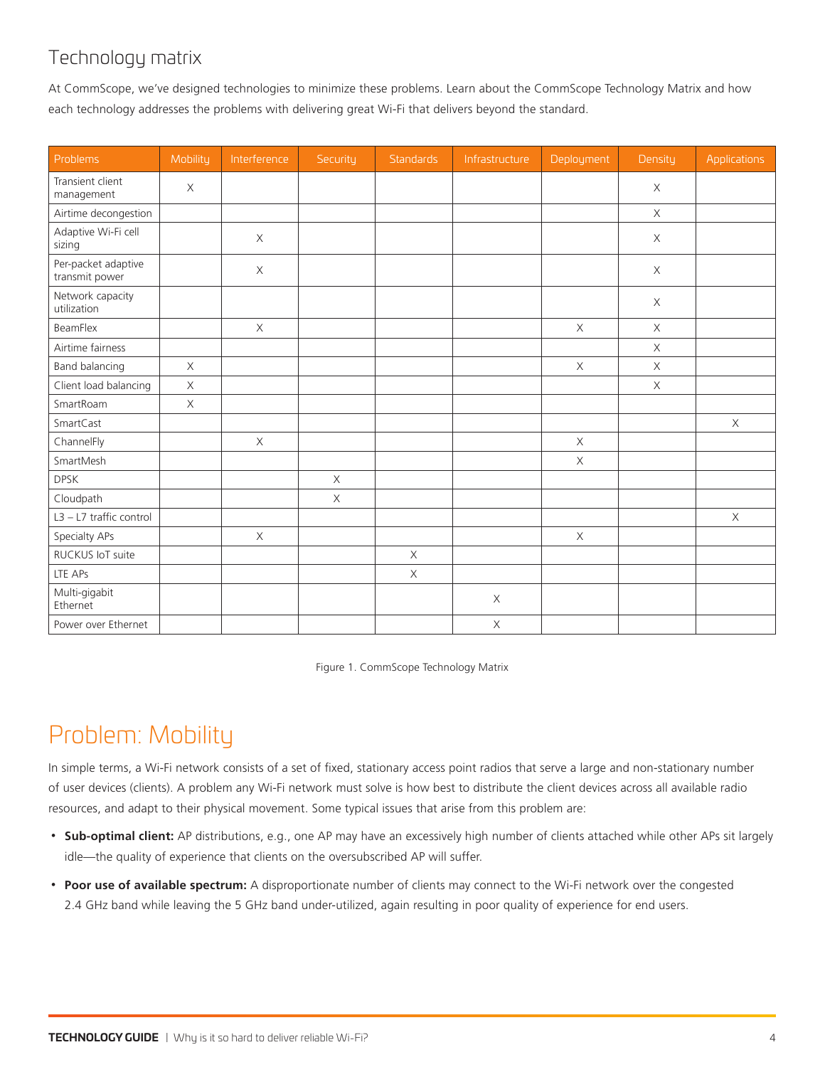## Technology matrix

At CommScope, we've designed technologies to minimize these problems. Learn about the CommScope Technology Matrix and how each technology addresses the problems with delivering great Wi-Fi that delivers beyond the standard.

| Problems | Mobility | Interference | Security | Standards | Infrastructure | Deployment | Density | Applications |
|---|---|---|---|---|---|---|---|---|
| Transient client management | X | | | | | | X | |
| Airtime decongestion | | | | | | | X | |
| Adaptive Wi-Fi cell sizing | | X | | | | | X | |
| Per-packet adaptive transmit power | | X | | | | | X | |
| Network capacity utilization | | | | | | | X | |
| BeamFlex | | X | | | | X | X | |
| Airtime fairness | | | | | | | X | |
| Band balancing | X | | | | | X | X | |
| Client load balancing | X | | | | | | X | |
| SmartRoam | X | | | | | | | |
| SmartCast | | | | | | | | X |
| ChannelFly | | X | | | | X | | |
| SmartMesh | | | | | | X | | |
| DPSK | | | X | | | | | |
| Cloudpath | | | X | | | | | |
| L3 – L7 traffic control | | | | | | | | X |
| Specialty APs | | X | | | | X | | |
| RUCKUS IoT suite | | | | X | | | | |
| LTE APs | | | | X | | | | |
| Multi-gigabit Ethernet | | | | | X | | | |
| Power over Ethernet | | | | | X | | | |

Figure 1. CommScope Technology Matrix

# Problem: Mobility

In simple terms, a Wi-Fi network consists of a set of fixed, stationary access point radios that serve a large and non-stationary number of user devices (clients). A problem any Wi-Fi network must solve is how best to distribute the client devices across all available radio resources, and adapt to their physical movement. Some typical issues that arise from this problem are:

- **Sub-optimal client:** AP distributions, e.g., one AP may have an excessively high number of clients attached while other APs sit largely idle—the quality of experience that clients on the oversubscribed AP will suffer.
- **Poor use of available spectrum:** A disproportionate number of clients may connect to the Wi-Fi network over the congested 2.4 GHz band while leaving the 5 GHz band under-utilized, again resulting in poor quality of experience for end users.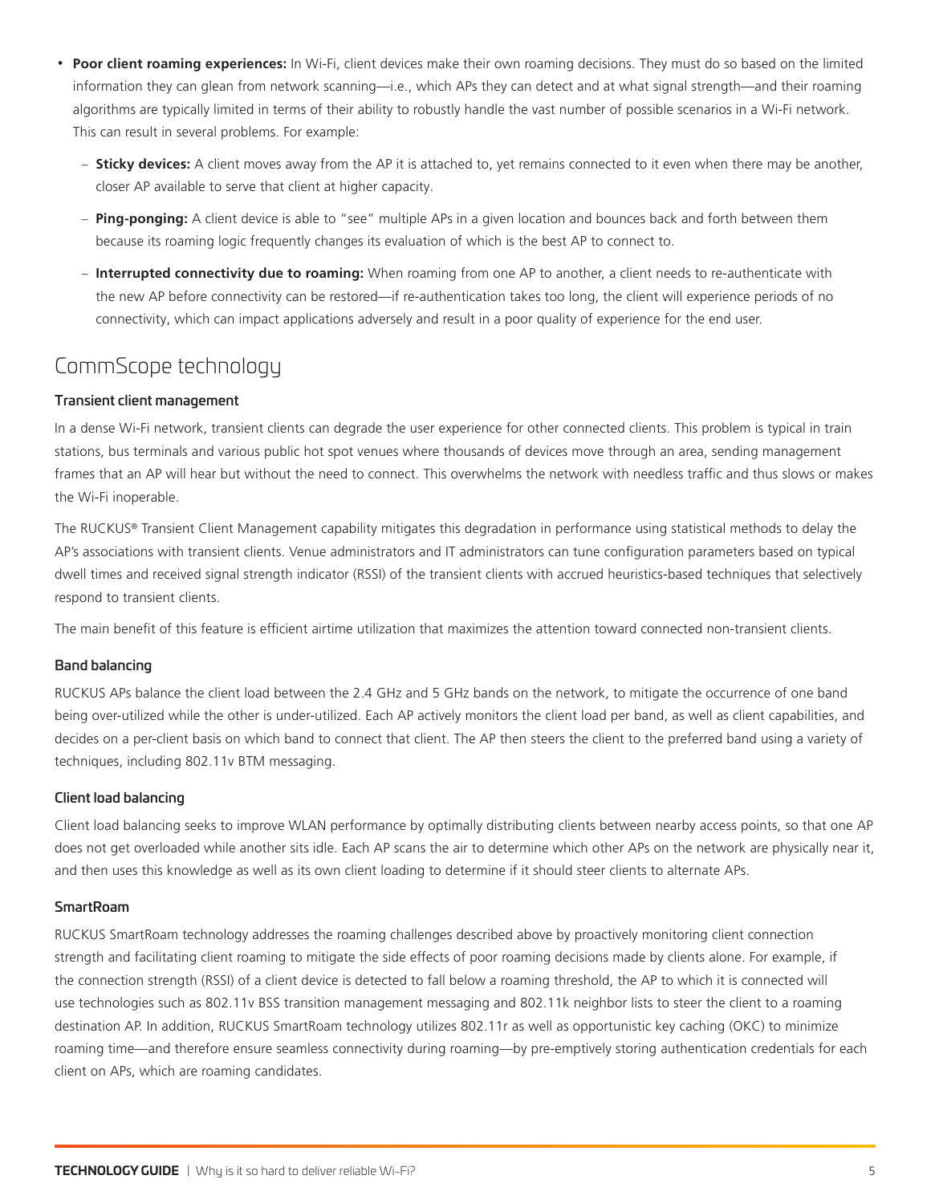- **Poor client roaming experiences:** In Wi-Fi, client devices make their own roaming decisions. They must do so based on the limited information they can glean from network scanning—i.e., which APs they can detect and at what signal strength—and their roaming algorithms are typically limited in terms of their ability to robustly handle the vast number of possible scenarios in a Wi-Fi network. This can result in several problems. For example:
  - **Sticky devices:** A client moves away from the AP it is attached to, yet remains connected to it even when there may be another, closer AP available to serve that client at higher capacity.
  - **Ping-ponging:** A client device is able to "see" multiple APs in a given location and bounces back and forth between them because its roaming logic frequently changes its evaluation of which is the best AP to connect to.
  - **Interrupted connectivity due to roaming:** When roaming from one AP to another, a client needs to re-authenticate with the new AP before connectivity can be restored—if re-authentication takes too long, the client will experience periods of no connectivity, which can impact applications adversely and result in a poor quality of experience for the end user.

## CommScope technology

### Transient client management

In a dense Wi-Fi network, transient clients can degrade the user experience for other connected clients. This problem is typical in train stations, bus terminals and various public hot spot venues where thousands of devices move through an area, sending management frames that an AP will hear but without the need to connect. This overwhelms the network with needless traffic and thus slows or makes the Wi-Fi inoperable.

The RUCKUS® Transient Client Management capability mitigates this degradation in performance using statistical methods to delay the AP's associations with transient clients. Venue administrators and IT administrators can tune configuration parameters based on typical dwell times and received signal strength indicator (RSSI) of the transient clients with accrued heuristics-based techniques that selectively respond to transient clients.

The main benefit of this feature is efficient airtime utilization that maximizes the attention toward connected non-transient clients.

### Band balancing

RUCKUS APs balance the client load between the 2.4 GHz and 5 GHz bands on the network, to mitigate the occurrence of one band being over-utilized while the other is under-utilized. Each AP actively monitors the client load per band, as well as client capabilities, and decides on a per-client basis on which band to connect that client. The AP then steers the client to the preferred band using a variety of techniques, including 802.11v BTM messaging.

### Client load balancing

Client load balancing seeks to improve WLAN performance by optimally distributing clients between nearby access points, so that one AP does not get overloaded while another sits idle. Each AP scans the air to determine which other APs on the network are physically near it, and then uses this knowledge as well as its own client loading to determine if it should steer clients to alternate APs.

### SmartRoam

RUCKUS SmartRoam technology addresses the roaming challenges described above by proactively monitoring client connection strength and facilitating client roaming to mitigate the side effects of poor roaming decisions made by clients alone. For example, if the connection strength (RSSI) of a client device is detected to fall below a roaming threshold, the AP to which it is connected will use technologies such as 802.11v BSS transition management messaging and 802.11k neighbor lists to steer the client to a roaming destination AP. In addition, RUCKUS SmartRoam technology utilizes 802.11r as well as opportunistic key caching (OKC) to minimize roaming time—and therefore ensure seamless connectivity during roaming—by pre-emptively storing authentication credentials for each client on APs, which are roaming candidates.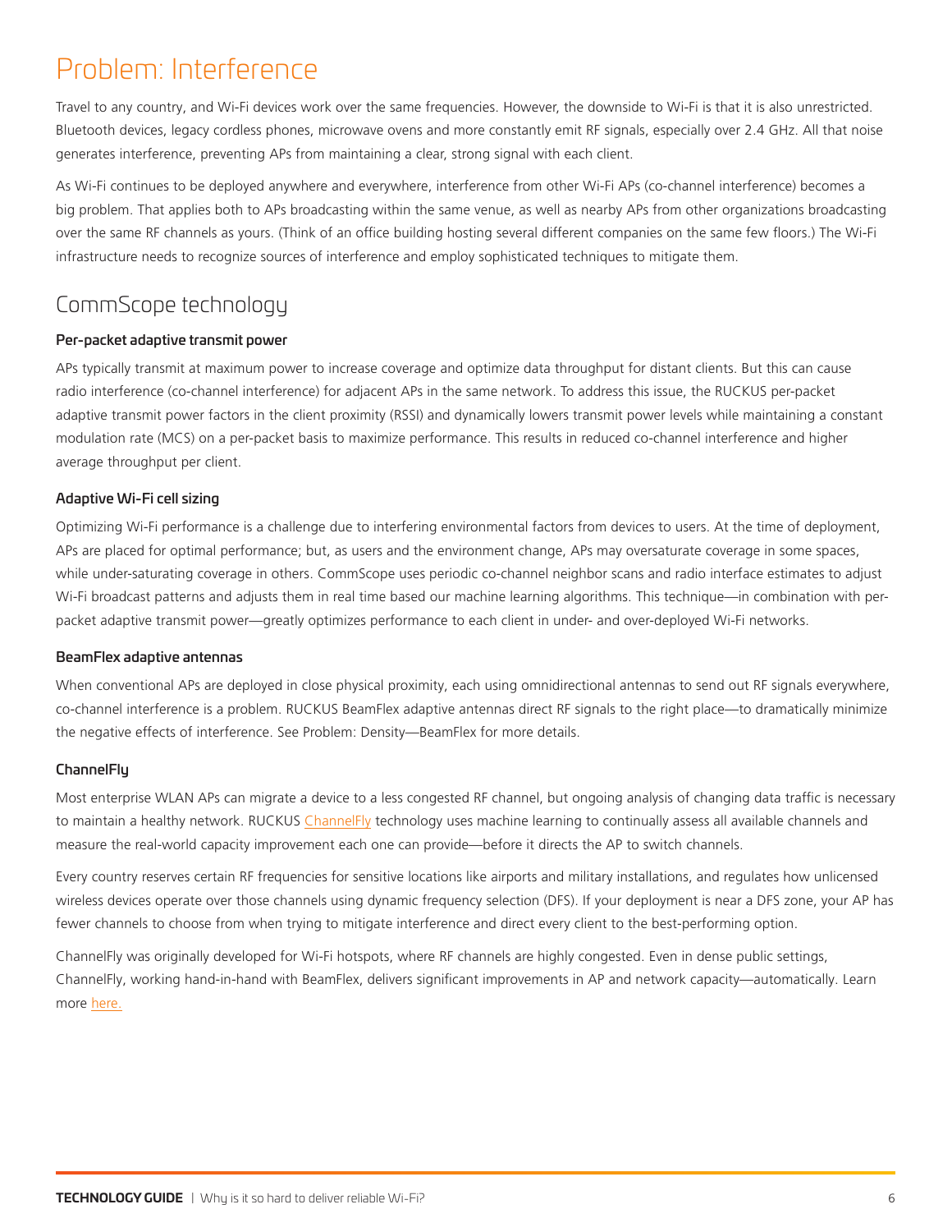# Problem: Interference

Travel to any country, and Wi-Fi devices work over the same frequencies. However, the downside to Wi-Fi is that it is also unrestricted. Bluetooth devices, legacy cordless phones, microwave ovens and more constantly emit RF signals, especially over 2.4 GHz. All that noise generates interference, preventing APs from maintaining a clear, strong signal with each client.

As Wi-Fi continues to be deployed anywhere and everywhere, interference from other Wi-Fi APs (co-channel interference) becomes a big problem. That applies both to APs broadcasting within the same venue, as well as nearby APs from other organizations broadcasting over the same RF channels as yours. (Think of an office building hosting several different companies on the same few floors.) The Wi-Fi infrastructure needs to recognize sources of interference and employ sophisticated techniques to mitigate them.

## CommScope technology

### Per-packet adaptive transmit power

APs typically transmit at maximum power to increase coverage and optimize data throughput for distant clients. But this can cause radio interference (co-channel interference) for adjacent APs in the same network. To address this issue, the RUCKUS per-packet adaptive transmit power factors in the client proximity (RSSI) and dynamically lowers transmit power levels while maintaining a constant modulation rate (MCS) on a per-packet basis to maximize performance. This results in reduced co-channel interference and higher average throughput per client.

### Adaptive Wi-Fi cell sizing

Optimizing Wi-Fi performance is a challenge due to interfering environmental factors from devices to users. At the time of deployment, APs are placed for optimal performance; but, as users and the environment change, APs may oversaturate coverage in some spaces, while under-saturating coverage in others. CommScope uses periodic co-channel neighbor scans and radio interface estimates to adjust Wi-Fi broadcast patterns and adjusts them in real time based our machine learning algorithms. This technique—in combination with per-packet adaptive transmit power—greatly optimizes performance to each client in under- and over-deployed Wi-Fi networks.

### BeamFlex adaptive antennas

When conventional APs are deployed in close physical proximity, each using omnidirectional antennas to send out RF signals everywhere, co-channel interference is a problem. RUCKUS BeamFlex adaptive antennas direct RF signals to the right place—to dramatically minimize the negative effects of interference. See Problem: Density—BeamFlex for more details.

### ChannelFly

Most enterprise WLAN APs can migrate a device to a less congested RF channel, but ongoing analysis of changing data traffic is necessary to maintain a healthy network. RUCKUS ChannelFly technology uses machine learning to continually assess all available channels and measure the real-world capacity improvement each one can provide—before it directs the AP to switch channels.

Every country reserves certain RF frequencies for sensitive locations like airports and military installations, and regulates how unlicensed wireless devices operate over those channels using dynamic frequency selection (DFS). If your deployment is near a DFS zone, your AP has fewer channels to choose from when trying to mitigate interference and direct every client to the best-performing option.

ChannelFly was originally developed for Wi-Fi hotspots, where RF channels are highly congested. Even in dense public settings, ChannelFly, working hand-in-hand with BeamFlex, delivers significant improvements in AP and network capacity—automatically. Learn more here.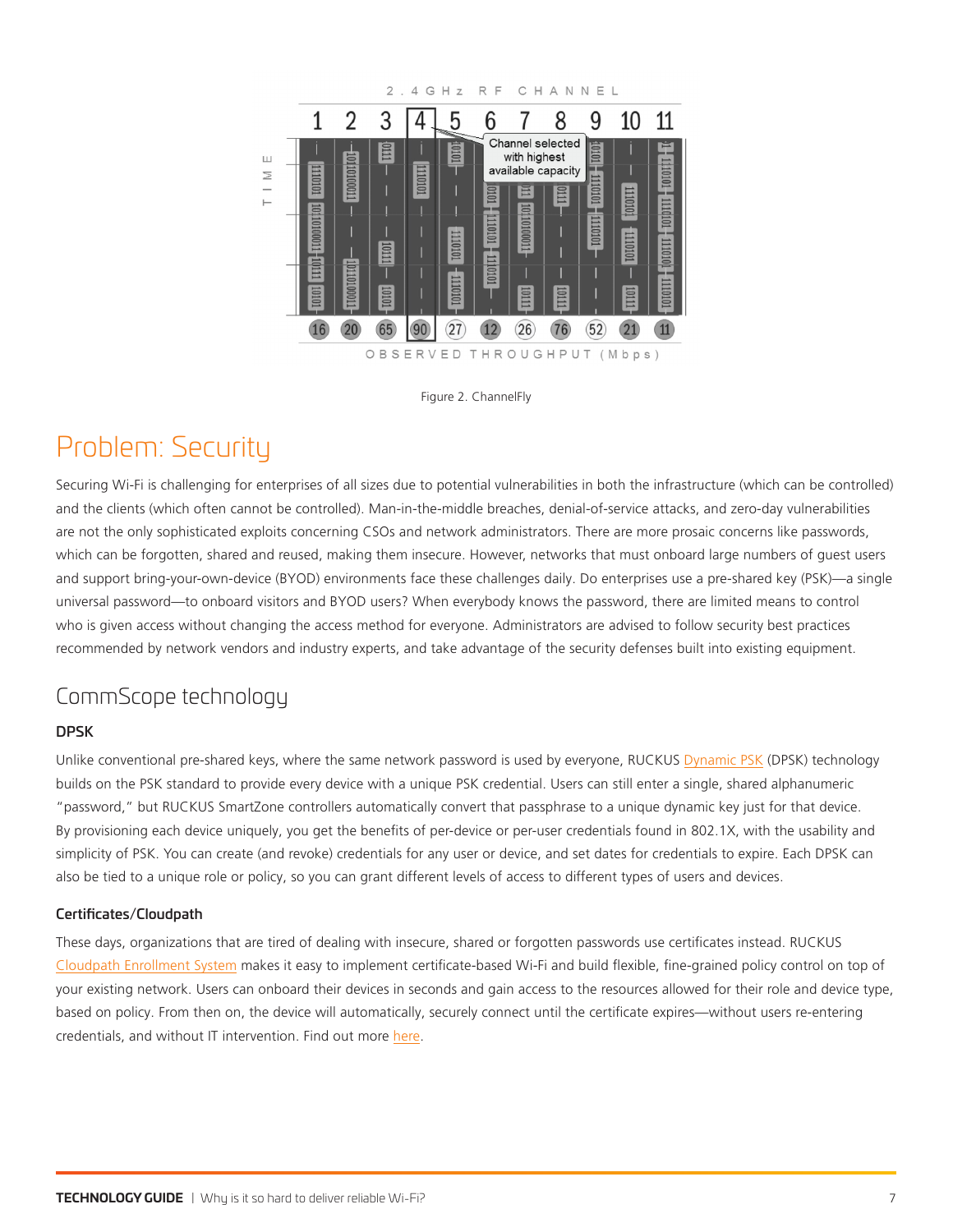Figure 2. ChannelFly

# Problem: Security

Securing Wi-Fi is challenging for enterprises of all sizes due to potential vulnerabilities in both the infrastructure (which can be controlled) and the clients (which often cannot be controlled). Man-in-the-middle breaches, denial-of-service attacks, and zero-day vulnerabilities are not the only sophisticated exploits concerning CSOs and network administrators. There are more prosaic concerns like passwords, which can be forgotten, shared and reused, making them insecure. However, networks that must onboard large numbers of guest users and support bring-your-own-device (BYOD) environments face these challenges daily. Do enterprises use a pre-shared key (PSK)—a single universal password—to onboard visitors and BYOD users? When everybody knows the password, there are limited means to control who is given access without changing the access method for everyone. Administrators are advised to follow security best practices recommended by network vendors and industry experts, and take advantage of the security defenses built into existing equipment.

## CommScope technology

### DPSK

Unlike conventional pre-shared keys, where the same network password is used by everyone, RUCKUS Dynamic PSK (DPSK) technology builds on the PSK standard to provide every device with a unique PSK credential. Users can still enter a single, shared alphanumeric "password," but RUCKUS SmartZone controllers automatically convert that passphrase to a unique dynamic key just for that device. By provisioning each device uniquely, you get the benefits of per-device or per-user credentials found in 802.1X, with the usability and simplicity of PSK. You can create (and revoke) credentials for any user or device, and set dates for credentials to expire. Each DPSK can also be tied to a unique role or policy, so you can grant different levels of access to different types of users and devices.

### Certificates/Cloudpath

These days, organizations that are tired of dealing with insecure, shared or forgotten passwords use certificates instead. RUCKUS Cloudpath Enrollment System makes it easy to implement certificate-based Wi-Fi and build flexible, fine-grained policy control on top of your existing network. Users can onboard their devices in seconds and gain access to the resources allowed for their role and device type, based on policy. From then on, the device will automatically, securely connect until the certificate expires—without users re-entering credentials, and without IT intervention. Find out more here.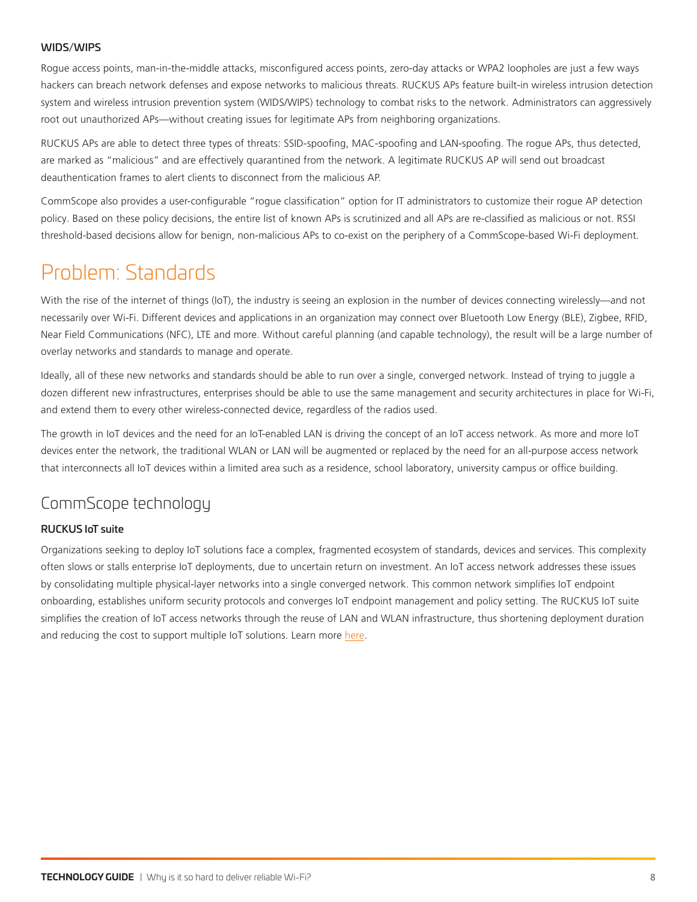#### WIDS/WIPS

Rogue access points, man-in-the-middle attacks, misconfigured access points, zero-day attacks or WPA2 loopholes are just a few ways hackers can breach network defenses and expose networks to malicious threats. RUCKUS APs feature built-in wireless intrusion detection system and wireless intrusion prevention system (WIDS/WIPS) technology to combat risks to the network. Administrators can aggressively root out unauthorized APs—without creating issues for legitimate APs from neighboring organizations.

RUCKUS APs are able to detect three types of threats: SSID-spoofing, MAC-spoofing and LAN-spoofing. The rogue APs, thus detected, are marked as "malicious" and are effectively quarantined from the network. A legitimate RUCKUS AP will send out broadcast deauthentication frames to alert clients to disconnect from the malicious AP.

CommScope also provides a user-configurable "rogue classification" option for IT administrators to customize their rogue AP detection policy. Based on these policy decisions, the entire list of known APs is scrutinized and all APs are re-classified as malicious or not. RSSI threshold-based decisions allow for benign, non-malicious APs to co-exist on the periphery of a CommScope-based Wi-Fi deployment.

## Problem: Standards

With the rise of the internet of things (IoT), the industry is seeing an explosion in the number of devices connecting wirelessly—and not necessarily over Wi-Fi. Different devices and applications in an organization may connect over Bluetooth Low Energy (BLE), Zigbee, RFID, Near Field Communications (NFC), LTE and more. Without careful planning (and capable technology), the result will be a large number of overlay networks and standards to manage and operate.

Ideally, all of these new networks and standards should be able to run over a single, converged network. Instead of trying to juggle a dozen different new infrastructures, enterprises should be able to use the same management and security architectures in place for Wi-Fi, and extend them to every other wireless-connected device, regardless of the radios used.

The growth in IoT devices and the need for an IoT-enabled LAN is driving the concept of an IoT access network. As more and more IoT devices enter the network, the traditional WLAN or LAN will be augmented or replaced by the need for an all-purpose access network that interconnects all IoT devices within a limited area such as a residence, school laboratory, university campus or office building.

### CommScope technology

#### RUCKUS IoT suite

Organizations seeking to deploy IoT solutions face a complex, fragmented ecosystem of standards, devices and services. This complexity often slows or stalls enterprise IoT deployments, due to uncertain return on investment. An IoT access network addresses these issues by consolidating multiple physical-layer networks into a single converged network. This common network simplifies IoT endpoint onboarding, establishes uniform security protocols and converges IoT endpoint management and policy setting. The RUCKUS IoT suite simplifies the creation of IoT access networks through the reuse of LAN and WLAN infrastructure, thus shortening deployment duration and reducing the cost to support multiple IoT solutions. Learn more here.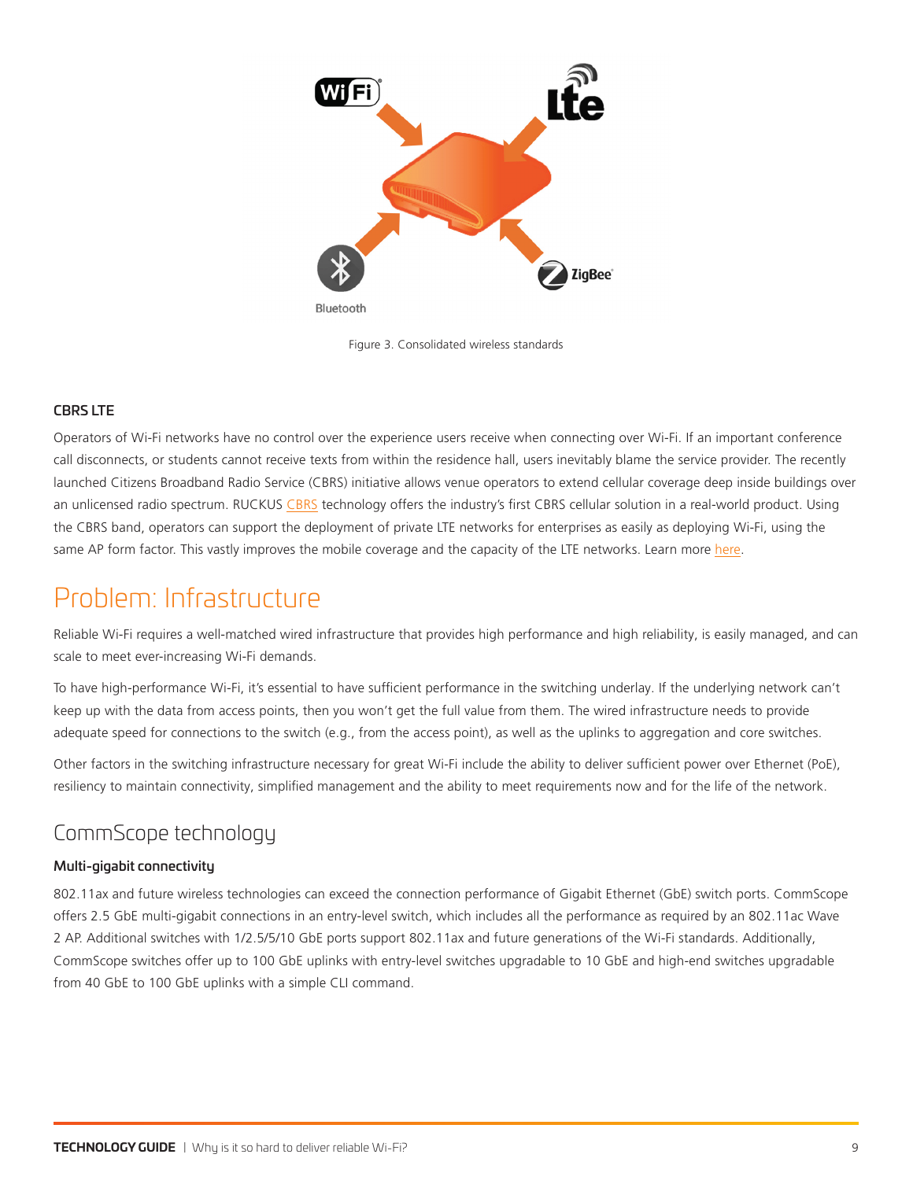Figure 3. Consolidated wireless standards

**CBRS LTE**

Operators of Wi-Fi networks have no control over the experience users receive when connecting over Wi-Fi. If an important conference call disconnects, or students cannot receive texts from within the residence hall, users inevitably blame the service provider. The recently launched Citizens Broadband Radio Service (CBRS) initiative allows venue operators to extend cellular coverage deep inside buildings over an unlicensed radio spectrum. RUCKUS CBRS technology offers the industry's first CBRS cellular solution in a real-world product. Using the CBRS band, operators can support the deployment of private LTE networks for enterprises as easily as deploying Wi-Fi, using the same AP form factor. This vastly improves the mobile coverage and the capacity of the LTE networks. Learn more here.

# Problem: Infrastructure

Reliable Wi-Fi requires a well-matched wired infrastructure that provides high performance and high reliability, is easily managed, and can scale to meet ever-increasing Wi-Fi demands.

To have high-performance Wi-Fi, it's essential to have sufficient performance in the switching underlay. If the underlying network can't keep up with the data from access points, then you won't get the full value from them. The wired infrastructure needs to provide adequate speed for connections to the switch (e.g., from the access point), as well as the uplinks to aggregation and core switches.

Other factors in the switching infrastructure necessary for great Wi-Fi include the ability to deliver sufficient power over Ethernet (PoE), resiliency to maintain connectivity, simplified management and the ability to meet requirements now and for the life of the network.

## CommScope technology

**Multi-gigabit connectivity**

802.11ax and future wireless technologies can exceed the connection performance of Gigabit Ethernet (GbE) switch ports. CommScope offers 2.5 GbE multi-gigabit connections in an entry-level switch, which includes all the performance as required by an 802.11ac Wave 2 AP. Additional switches with 1/2.5/5/10 GbE ports support 802.11ax and future generations of the Wi-Fi standards. Additionally, CommScope switches offer up to 100 GbE uplinks with entry-level switches upgradable to 10 GbE and high-end switches upgradable from 40 GbE to 100 GbE uplinks with a simple CLI command.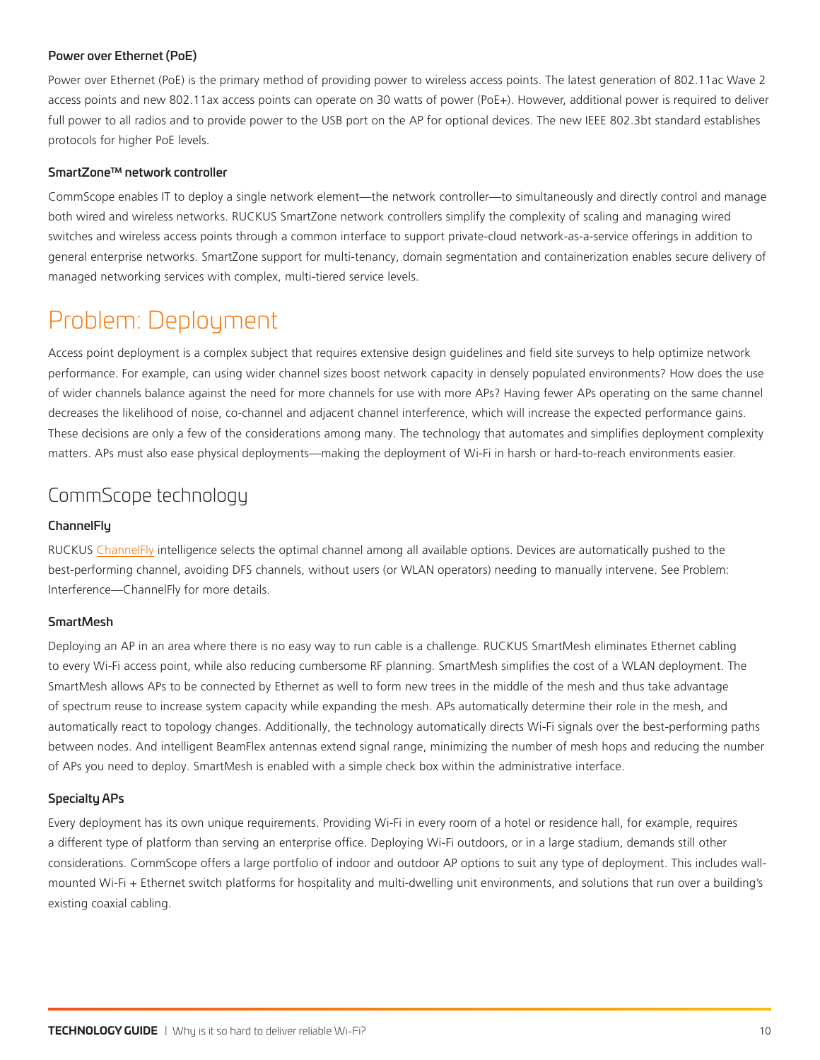### Power over Ethernet (PoE)

Power over Ethernet (PoE) is the primary method of providing power to wireless access points. The latest generation of 802.11ac Wave 2 access points and new 802.11ax access points can operate on 30 watts of power (PoE+). However, additional power is required to deliver full power to all radios and to provide power to the USB port on the AP for optional devices. The new IEEE 802.3bt standard establishes protocols for higher PoE levels.

### SmartZone™ network controller

CommScope enables IT to deploy a single network element—the network controller—to simultaneously and directly control and manage both wired and wireless networks. RUCKUS SmartZone network controllers simplify the complexity of scaling and managing wired switches and wireless access points through a common interface to support private-cloud network-as-a-service offerings in addition to general enterprise networks. SmartZone support for multi-tenancy, domain segmentation and containerization enables secure delivery of managed networking services with complex, multi-tiered service levels.

# Problem: Deployment

Access point deployment is a complex subject that requires extensive design guidelines and field site surveys to help optimize network performance. For example, can using wider channel sizes boost network capacity in densely populated environments? How does the use of wider channels balance against the need for more channels for use with more APs? Having fewer APs operating on the same channel decreases the likelihood of noise, co-channel and adjacent channel interference, which will increase the expected performance gains. These decisions are only a few of the considerations among many. The technology that automates and simplifies deployment complexity matters. APs must also ease physical deployments—making the deployment of Wi-Fi in harsh or hard-to-reach environments easier.

## CommScope technology

### ChannelFly

RUCKUS ChannelFly intelligence selects the optimal channel among all available options. Devices are automatically pushed to the best-performing channel, avoiding DFS channels, without users (or WLAN operators) needing to manually intervene. See Problem: Interference—ChannelFly for more details.

### SmartMesh

Deploying an AP in an area where there is no easy way to run cable is a challenge. RUCKUS SmartMesh eliminates Ethernet cabling to every Wi-Fi access point, while also reducing cumbersome RF planning. SmartMesh simplifies the cost of a WLAN deployment. The SmartMesh allows APs to be connected by Ethernet as well to form new trees in the middle of the mesh and thus take advantage of spectrum reuse to increase system capacity while expanding the mesh. APs automatically determine their role in the mesh, and automatically react to topology changes. Additionally, the technology automatically directs Wi-Fi signals over the best-performing paths between nodes. And intelligent BeamFlex antennas extend signal range, minimizing the number of mesh hops and reducing the number of APs you need to deploy. SmartMesh is enabled with a simple check box within the administrative interface.

### Specialty APs

Every deployment has its own unique requirements. Providing Wi-Fi in every room of a hotel or residence hall, for example, requires a different type of platform than serving an enterprise office. Deploying Wi-Fi outdoors, or in a large stadium, demands still other considerations. CommScope offers a large portfolio of indoor and outdoor AP options to suit any type of deployment. This includes wall-mounted Wi-Fi + Ethernet switch platforms for hospitality and multi-dwelling unit environments, and solutions that run over a building's existing coaxial cabling.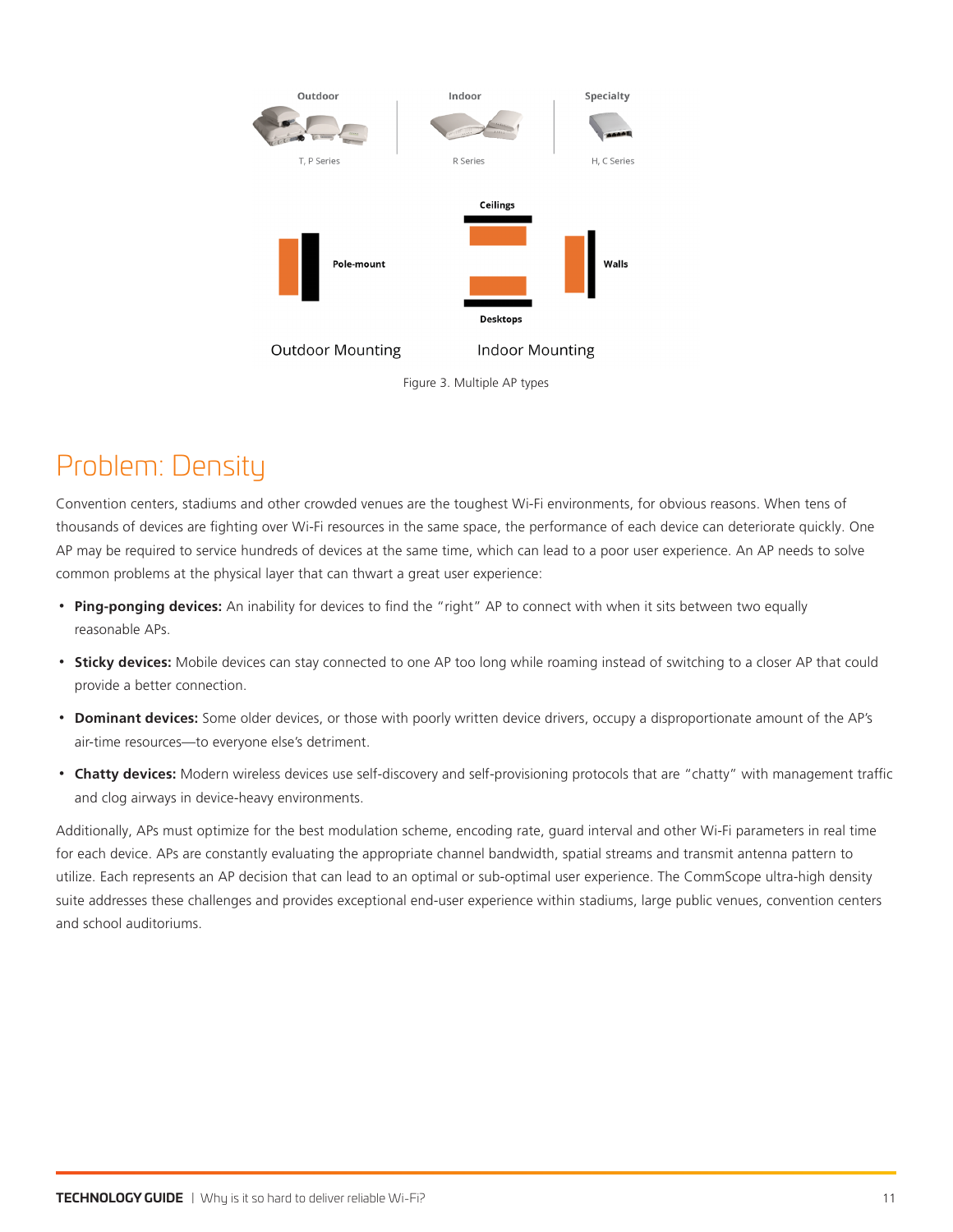Figure 3. Multiple AP types

## Problem: Density

Convention centers, stadiums and other crowded venues are the toughest Wi-Fi environments, for obvious reasons. When tens of thousands of devices are fighting over Wi-Fi resources in the same space, the performance of each device can deteriorate quickly. One AP may be required to service hundreds of devices at the same time, which can lead to a poor user experience. An AP needs to solve common problems at the physical layer that can thwart a great user experience:

- **Ping-ponging devices:** An inability for devices to find the "right" AP to connect with when it sits between two equally reasonable APs.
- **Sticky devices:** Mobile devices can stay connected to one AP too long while roaming instead of switching to a closer AP that could provide a better connection.
- **Dominant devices:** Some older devices, or those with poorly written device drivers, occupy a disproportionate amount of the AP's air-time resources—to everyone else's detriment.
- **Chatty devices:** Modern wireless devices use self-discovery and self-provisioning protocols that are "chatty" with management traffic and clog airways in device-heavy environments.

Additionally, APs must optimize for the best modulation scheme, encoding rate, guard interval and other Wi-Fi parameters in real time for each device. APs are constantly evaluating the appropriate channel bandwidth, spatial streams and transmit antenna pattern to utilize. Each represents an AP decision that can lead to an optimal or sub-optimal user experience. The CommScope ultra-high density suite addresses these challenges and provides exceptional end-user experience within stadiums, large public venues, convention centers and school auditoriums.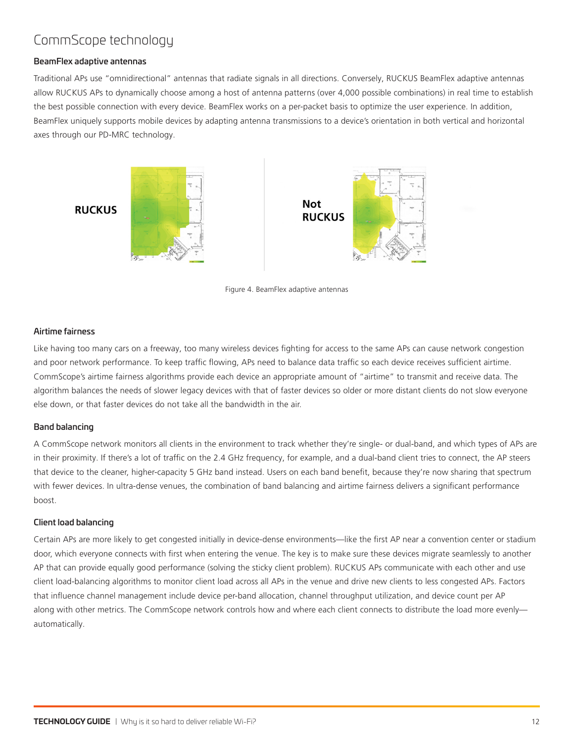# CommScope technology

### BeamFlex adaptive antennas

Traditional APs use "omnidirectional" antennas that radiate signals in all directions. Conversely, RUCKUS BeamFlex adaptive antennas allow RUCKUS APs to dynamically choose among a host of antenna patterns (over 4,000 possible combinations) in real time to establish the best possible connection with every device. BeamFlex works on a per-packet basis to optimize the user experience. In addition, BeamFlex uniquely supports mobile devices by adapting antenna transmissions to a device's orientation in both vertical and horizontal axes through our PD-MRC technology.

**RUCKUS**

**Not RUCKUS**

Figure 4. BeamFlex adaptive antennas

### Airtime fairness

Like having too many cars on a freeway, too many wireless devices fighting for access to the same APs can cause network congestion and poor network performance. To keep traffic flowing, APs need to balance data traffic so each device receives sufficient airtime. CommScope's airtime fairness algorithms provide each device an appropriate amount of "airtime" to transmit and receive data. The algorithm balances the needs of slower legacy devices with that of faster devices so older or more distant clients do not slow everyone else down, or that faster devices do not take all the bandwidth in the air.

### Band balancing

A CommScope network monitors all clients in the environment to track whether they're single- or dual-band, and which types of APs are in their proximity. If there's a lot of traffic on the 2.4 GHz frequency, for example, and a dual-band client tries to connect, the AP steers that device to the cleaner, higher-capacity 5 GHz band instead. Users on each band benefit, because they're now sharing that spectrum with fewer devices. In ultra-dense venues, the combination of band balancing and airtime fairness delivers a significant performance boost.

### Client load balancing

Certain APs are more likely to get congested initially in device-dense environments—like the first AP near a convention center or stadium door, which everyone connects with first when entering the venue. The key is to make sure these devices migrate seamlessly to another AP that can provide equally good performance (solving the sticky client problem). RUCKUS APs communicate with each other and use client load-balancing algorithms to monitor client load across all APs in the venue and drive new clients to less congested APs. Factors that influence channel management include device per-band allocation, channel throughput utilization, and device count per AP along with other metrics. The CommScope network controls how and where each client connects to distribute the load more evenly—automatically.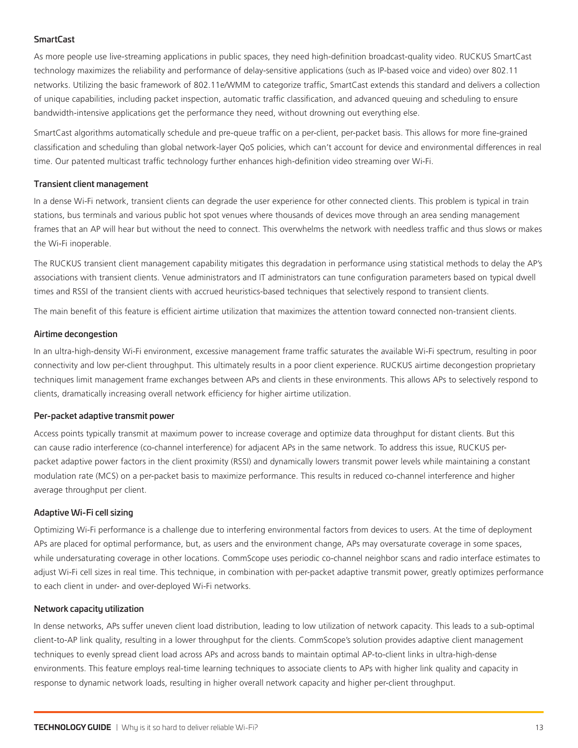### SmartCast

As more people use live-streaming applications in public spaces, they need high-definition broadcast-quality video. RUCKUS SmartCast technology maximizes the reliability and performance of delay-sensitive applications (such as IP-based voice and video) over 802.11 networks. Utilizing the basic framework of 802.11e/WMM to categorize traffic, SmartCast extends this standard and delivers a collection of unique capabilities, including packet inspection, automatic traffic classification, and advanced queuing and scheduling to ensure bandwidth-intensive applications get the performance they need, without drowning out everything else.

SmartCast algorithms automatically schedule and pre-queue traffic on a per-client, per-packet basis. This allows for more fine-grained classification and scheduling than global network-layer QoS policies, which can't account for device and environmental differences in real time. Our patented multicast traffic technology further enhances high-definition video streaming over Wi-Fi.

### Transient client management

In a dense Wi-Fi network, transient clients can degrade the user experience for other connected clients. This problem is typical in train stations, bus terminals and various public hot spot venues where thousands of devices move through an area sending management frames that an AP will hear but without the need to connect. This overwhelms the network with needless traffic and thus slows or makes the Wi-Fi inoperable.

The RUCKUS transient client management capability mitigates this degradation in performance using statistical methods to delay the AP's associations with transient clients. Venue administrators and IT administrators can tune configuration parameters based on typical dwell times and RSSI of the transient clients with accrued heuristics-based techniques that selectively respond to transient clients.

The main benefit of this feature is efficient airtime utilization that maximizes the attention toward connected non-transient clients.

### Airtime decongestion

In an ultra-high-density Wi-Fi environment, excessive management frame traffic saturates the available Wi-Fi spectrum, resulting in poor connectivity and low per-client throughput. This ultimately results in a poor client experience. RUCKUS airtime decongestion proprietary techniques limit management frame exchanges between APs and clients in these environments. This allows APs to selectively respond to clients, dramatically increasing overall network efficiency for higher airtime utilization.

### Per-packet adaptive transmit power

Access points typically transmit at maximum power to increase coverage and optimize data throughput for distant clients. But this can cause radio interference (co-channel interference) for adjacent APs in the same network. To address this issue, RUCKUS per-packet adaptive power factors in the client proximity (RSSI) and dynamically lowers transmit power levels while maintaining a constant modulation rate (MCS) on a per-packet basis to maximize performance. This results in reduced co-channel interference and higher average throughput per client.

### Adaptive Wi-Fi cell sizing

Optimizing Wi-Fi performance is a challenge due to interfering environmental factors from devices to users. At the time of deployment APs are placed for optimal performance, but, as users and the environment change, APs may oversaturate coverage in some spaces, while undersaturating coverage in other locations. CommScope uses periodic co-channel neighbor scans and radio interface estimates to adjust Wi-Fi cell sizes in real time. This technique, in combination with per-packet adaptive transmit power, greatly optimizes performance to each client in under- and over-deployed Wi-Fi networks.

### Network capacity utilization

In dense networks, APs suffer uneven client load distribution, leading to low utilization of network capacity. This leads to a sub-optimal client-to-AP link quality, resulting in a lower throughput for the clients. CommScope's solution provides adaptive client management techniques to evenly spread client load across APs and across bands to maintain optimal AP-to-client links in ultra-high-dense environments. This feature employs real-time learning techniques to associate clients to APs with higher link quality and capacity in response to dynamic network loads, resulting in higher overall network capacity and higher per-client throughput.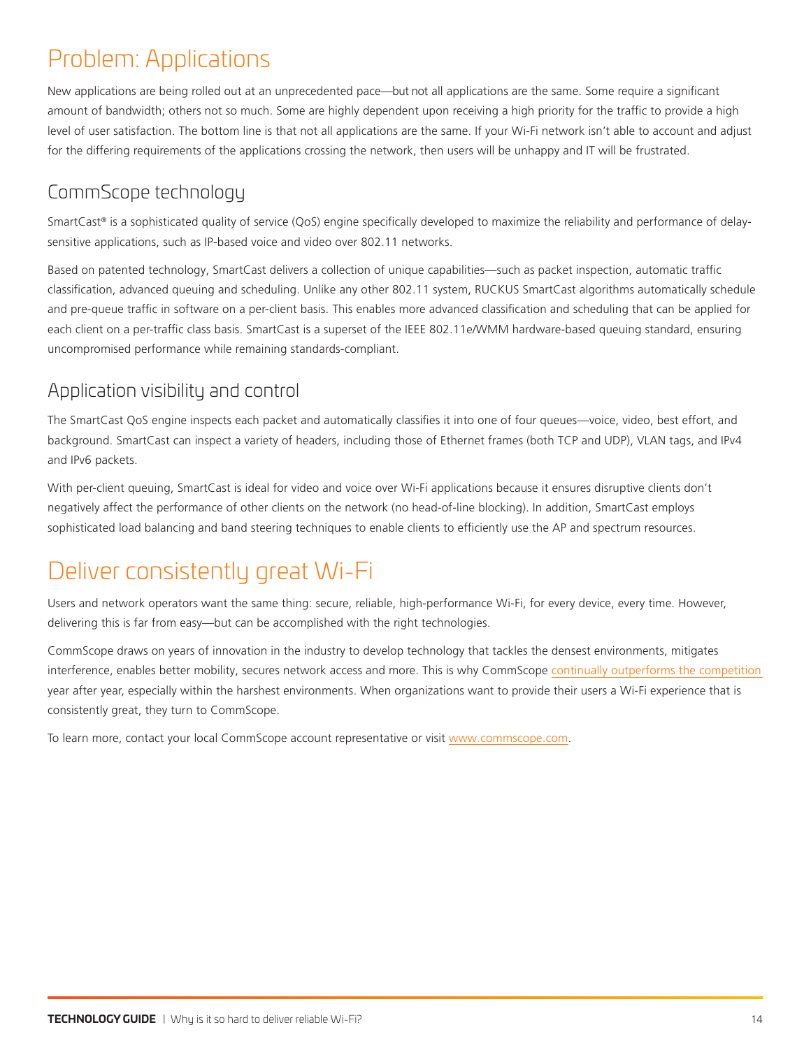# Problem: Applications

New applications are being rolled out at an unprecedented pace—but not all applications are the same. Some require a significant amount of bandwidth; others not so much. Some are highly dependent upon receiving a high priority for the traffic to provide a high level of user satisfaction. The bottom line is that not all applications are the same. If your Wi-Fi network isn't able to account and adjust for the differing requirements of the applications crossing the network, then users will be unhappy and IT will be frustrated.

## CommScope technology

SmartCast® is a sophisticated quality of service (QoS) engine specifically developed to maximize the reliability and performance of delay-sensitive applications, such as IP-based voice and video over 802.11 networks.

Based on patented technology, SmartCast delivers a collection of unique capabilities—such as packet inspection, automatic traffic classification, advanced queuing and scheduling. Unlike any other 802.11 system, RUCKUS SmartCast algorithms automatically schedule and pre-queue traffic in software on a per-client basis. This enables more advanced classification and scheduling that can be applied for each client on a per-traffic class basis. SmartCast is a superset of the IEEE 802.11e/WMM hardware-based queuing standard, ensuring uncompromised performance while remaining standards-compliant.

## Application visibility and control

The SmartCast QoS engine inspects each packet and automatically classifies it into one of four queues—voice, video, best effort, and background. SmartCast can inspect a variety of headers, including those of Ethernet frames (both TCP and UDP), VLAN tags, and IPv4 and IPv6 packets.

With per-client queuing, SmartCast is ideal for video and voice over Wi-Fi applications because it ensures disruptive clients don't negatively affect the performance of other clients on the network (no head-of-line blocking). In addition, SmartCast employs sophisticated load balancing and band steering techniques to enable clients to efficiently use the AP and spectrum resources.

# Deliver consistently great Wi-Fi

Users and network operators want the same thing: secure, reliable, high-performance Wi-Fi, for every device, every time. However, delivering this is far from easy—but can be accomplished with the right technologies.

CommScope draws on years of innovation in the industry to develop technology that tackles the densest environments, mitigates interference, enables better mobility, secures network access and more. This is why CommScope continually outperforms the competition year after year, especially within the harshest environments. When organizations want to provide their users a Wi-Fi experience that is consistently great, they turn to CommScope.

To learn more, contact your local CommScope account representative or visit www.commscope.com.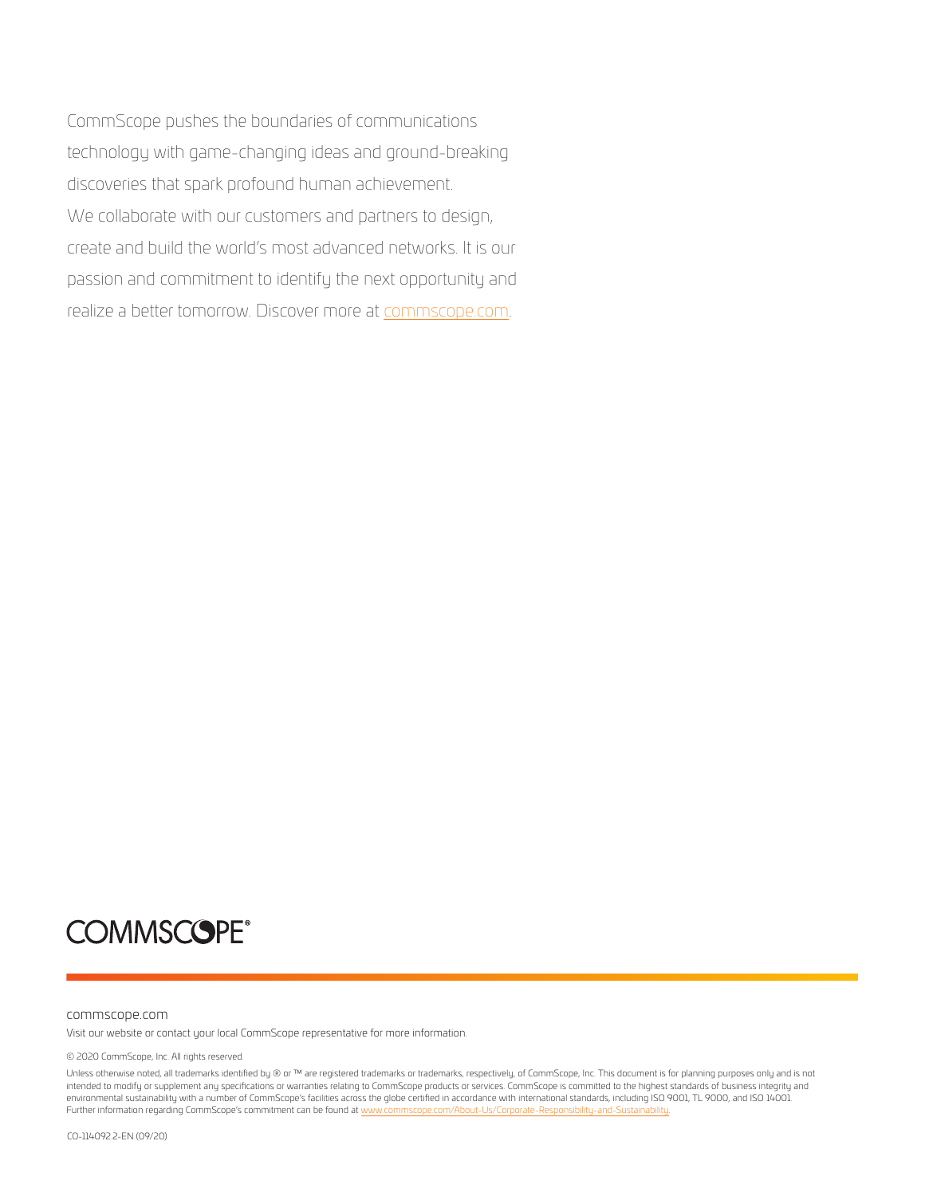CommScope pushes the boundaries of communications technology with game-changing ideas and ground-breaking discoveries that spark profound human achievement. We collaborate with our customers and partners to design, create and build the world's most advanced networks. It is our passion and commitment to identify the next opportunity and realize a better tomorrow. Discover more at commscope.com.

COMMSCOPE®

commscope.com

Visit our website or contact your local CommScope representative for more information.

© 2020 CommScope, Inc. All rights reserved.

Unless otherwise noted, all trademarks identified by ® or ™ are registered trademarks or trademarks, respectively, of CommScope, Inc. This document is for planning purposes only and is not intended to modify or supplement any specifications or warranties relating to CommScope products or services. CommScope is committed to the highest standards of business integrity and environmental sustainability with a number of CommScope's facilities across the globe certified in accordance with international standards, including ISO 9001, TL 9000, and ISO 14001. Further information regarding CommScope's commitment can be found at www.commscope.com/About-Us/Corporate-Responsibility-and-Sustainability.

CO-114092.2-EN (09/20)